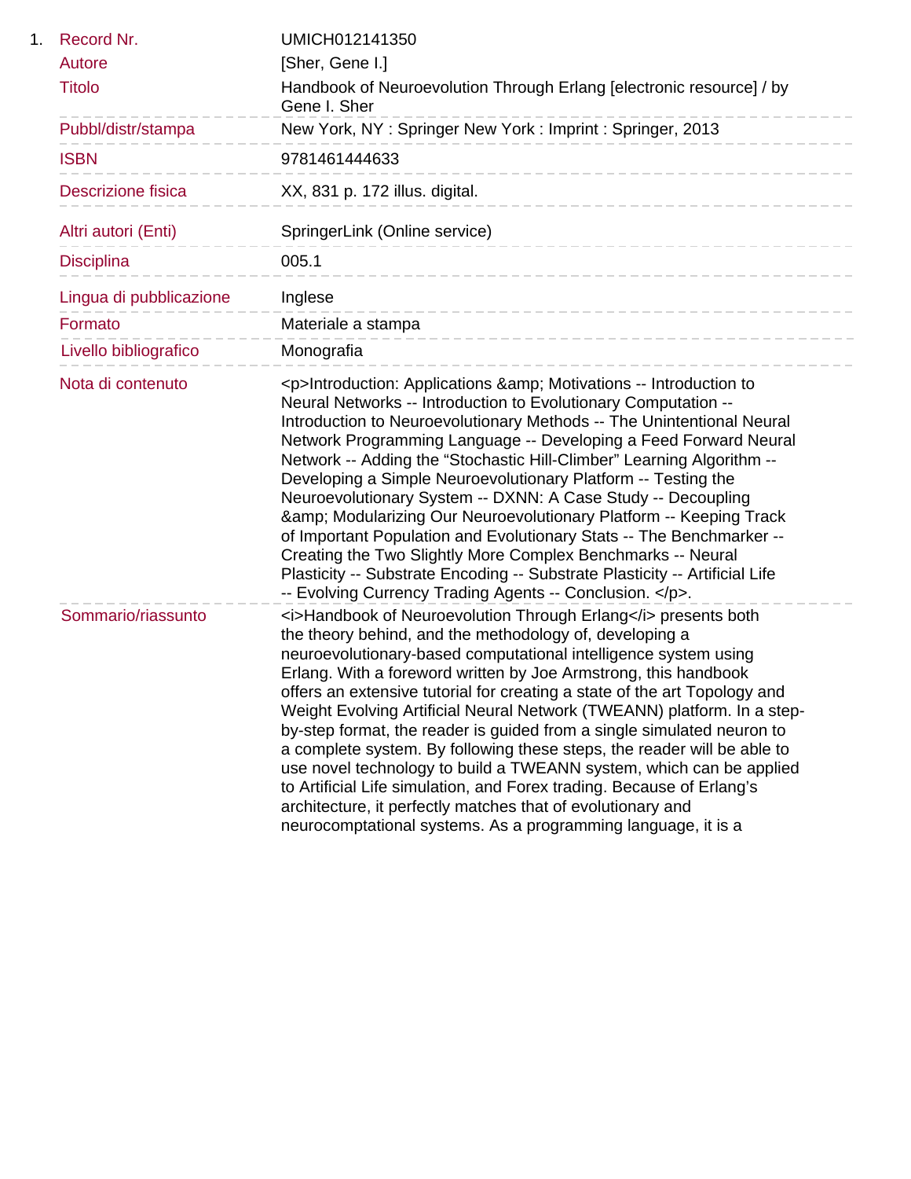1. 

| | |
|---|---|
| Record Nr. | UMICH012141350 |
| Autore | [Sher, Gene I.] |
| Titolo | Handbook of Neuroevolution Through Erlang [electronic resource] / by Gene I. Sher |
| Pubbl/distr/stampa | New York, NY : Springer New York : Imprint : Springer, 2013 |
| ISBN | 9781461444633 |
| Descrizione fisica | XX, 831 p. 172 illus. digital. |
| Altri autori (Enti) | SpringerLink (Online service) |
| Disciplina | 005.1 |
| Lingua di pubblicazione | Inglese |
| Formato | Materiale a stampa |
| Livello bibliografico | Monografia |
| Nota di contenuto | <p>Introduction: Applications &amp; Motivations -- Introduction to Neural Networks -- Introduction to Evolutionary Computation -- Introduction to Neuroevolutionary Methods -- The Unintentional Neural Network Programming Language -- Developing a Feed Forward Neural Network -- Adding the “Stochastic Hill-Climber” Learning Algorithm -- Developing a Simple Neuroevolutionary Platform -- Testing the Neuroevolutionary System -- DXNN: A Case Study -- Decoupling &amp; Modularizing Our Neuroevolutionary Platform -- Keeping Track of Important Population and Evolutionary Stats -- The Benchmarker -- Creating the Two Slightly More Complex Benchmarks -- Neural Plasticity -- Substrate Encoding -- Substrate Plasticity -- Artificial Life -- Evolving Currency Trading Agents -- Conclusion. </p>. |
| Sommario/riassunto | <i>Handbook of Neuroevolution Through Erlang</i> presents both the theory behind, and the methodology of, developing a neuroevolutionary-based computational intelligence system using Erlang. With a foreword written by Joe Armstrong, this handbook offers an extensive tutorial for creating a state of the art Topology and Weight Evolving Artificial Neural Network (TWEANN) platform. In a step-by-step format, the reader is guided from a single simulated neuron to a complete system. By following these steps, the reader will be able to use novel technology to build a TWEANN system, which can be applied to Artificial Life simulation, and Forex trading. Because of Erlang’s architecture, it perfectly matches that of evolutionary and neurocomptational systems. As a programming language, it is a |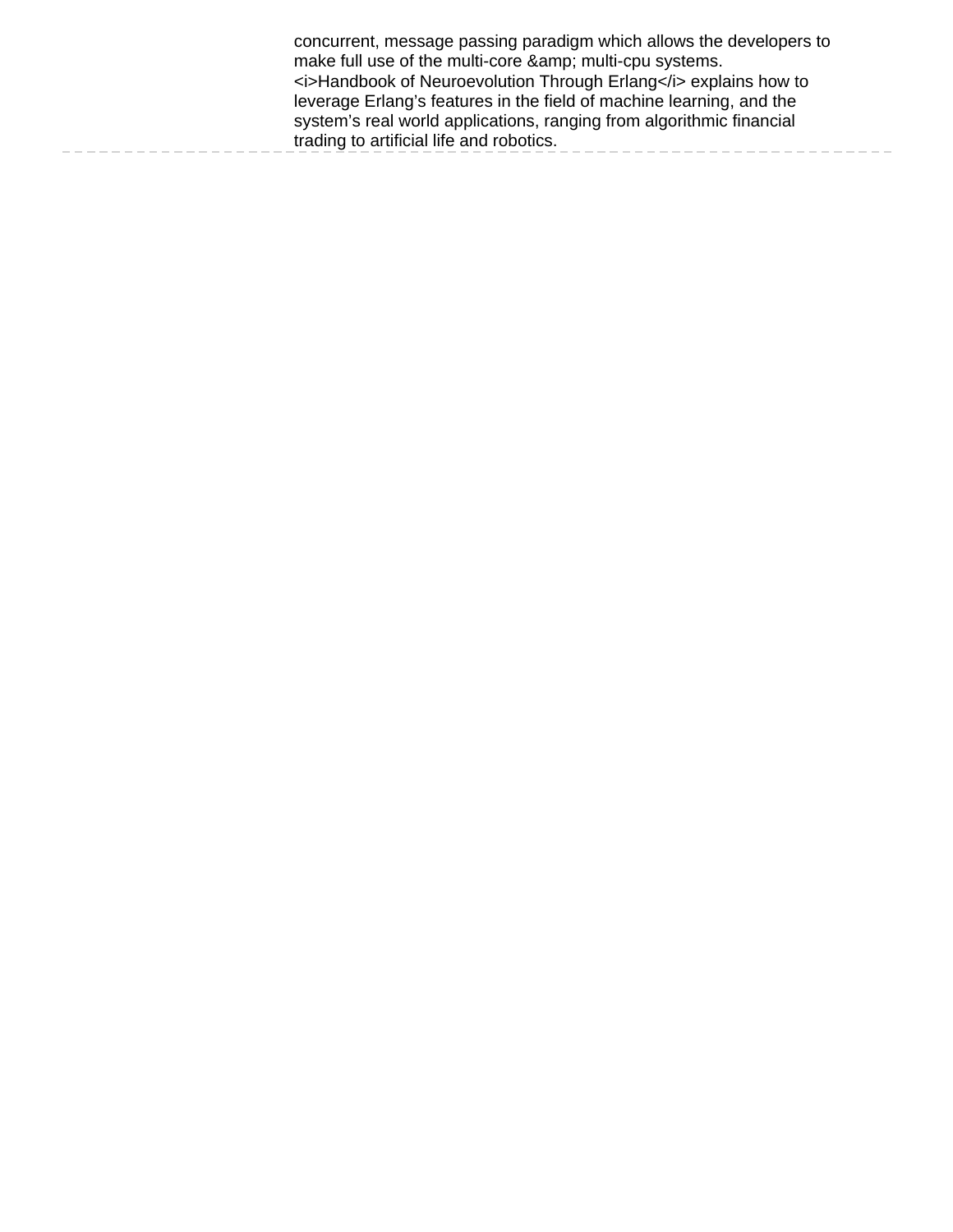concurrent, message passing paradigm which allows the developers to make full use of the multi-core &amp; multi-cpu systems. <i>Handbook of Neuroevolution Through Erlang</i> explains how to leverage Erlang's features in the field of machine learning, and the system's real world applications, ranging from algorithmic financial trading to artificial life and robotics.